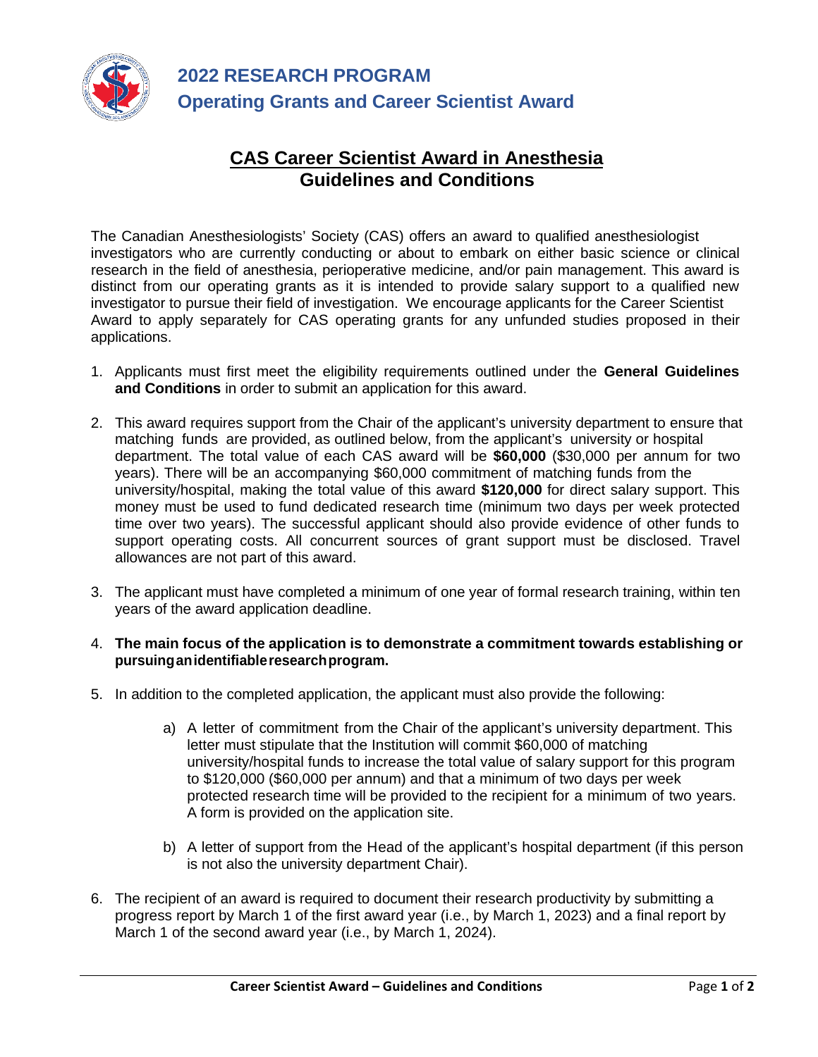# 2022 RESEARCH PROGRAM

## Operating Grants and Career Scientist Award

## CAS Career Scientist Award in Anesthesia
## Guidelines and Conditions

The Canadian Anesthesiologists' Society (CAS) offers an award to qualified anesthesiologist investigators who are currently conducting or about to embark on either basic science or clinical research in the field of anesthesia, perioperative medicine, and/or pain management. This award is distinct from our operating grants as it is intended to provide salary support to a qualified new investigator to pursue their field of investigation. We encourage applicants for the Career Scientist Award to apply separately for CAS operating grants for any unfunded studies proposed in their applications.

1. Applicants must first meet the eligibility requirements outlined under the **General Guidelines and Conditions** in order to submit an application for this award.

2. This award requires support from the Chair of the applicant's university department to ensure that matching funds are provided, as outlined below, from the applicant's university or hospital department. The total value of each CAS award will be **$60,000** ($30,000 per annum for two years). There will be an accompanying $60,000 commitment of matching funds from the university/hospital, making the total value of this award **$120,000** for direct salary support. This money must be used to fund dedicated research time (minimum two days per week protected time over two years). The successful applicant should also provide evidence of other funds to support operating costs. All concurrent sources of grant support must be disclosed. Travel allowances are not part of this award.

3. The applicant must have completed a minimum of one year of formal research training, within ten years of the award application deadline.

4. **The main focus of the application is to demonstrate a commitment towards establishing or pursuing an identifiable research program.**

5. In addition to the completed application, the applicant must also provide the following:

   a) A letter of commitment from the Chair of the applicant's university department. This letter must stipulate that the Institution will commit $60,000 of matching university/hospital funds to increase the total value of salary support for this program to $120,000 ($60,000 per annum) and that a minimum of two days per week protected research time will be provided to the recipient for a minimum of two years. A form is provided on the application site.

   b) A letter of support from the Head of the applicant's hospital department (if this person is not also the university department Chair).

6. The recipient of an award is required to document their research productivity by submitting a progress report by March 1 of the first award year (i.e., by March 1, 2023) and a final report by March 1 of the second award year (i.e., by March 1, 2024).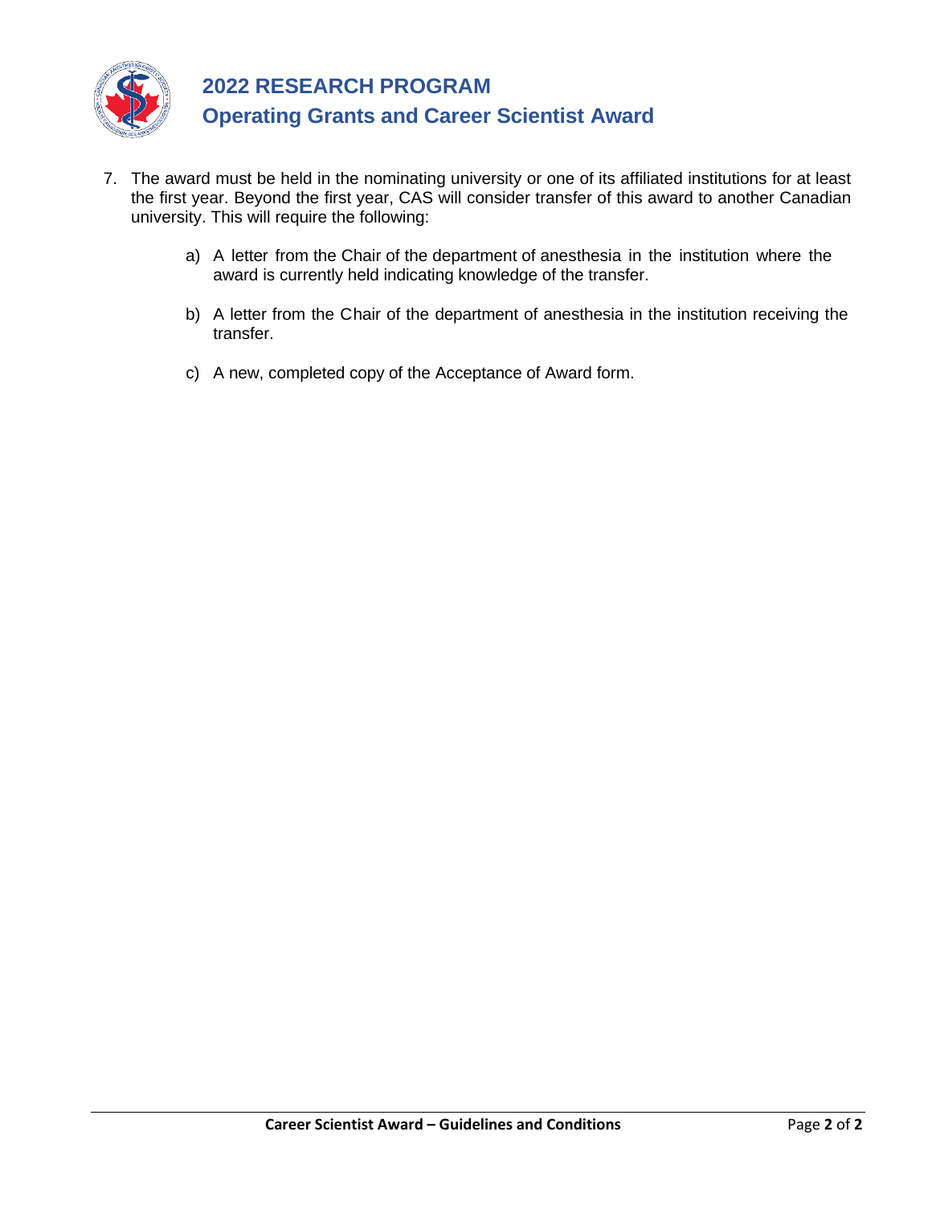7. The award must be held in the nominating university or one of its affiliated institutions for at least the first year. Beyond the first year, CAS will consider transfer of this award to another Canadian university. This will require the following:

   a) A letter from the Chair of the department of anesthesia in the institution where the award is currently held indicating knowledge of the transfer.

   b) A letter from the Chair of the department of anesthesia in the institution receiving the transfer.

   c) A new, completed copy of the Acceptance of Award form.